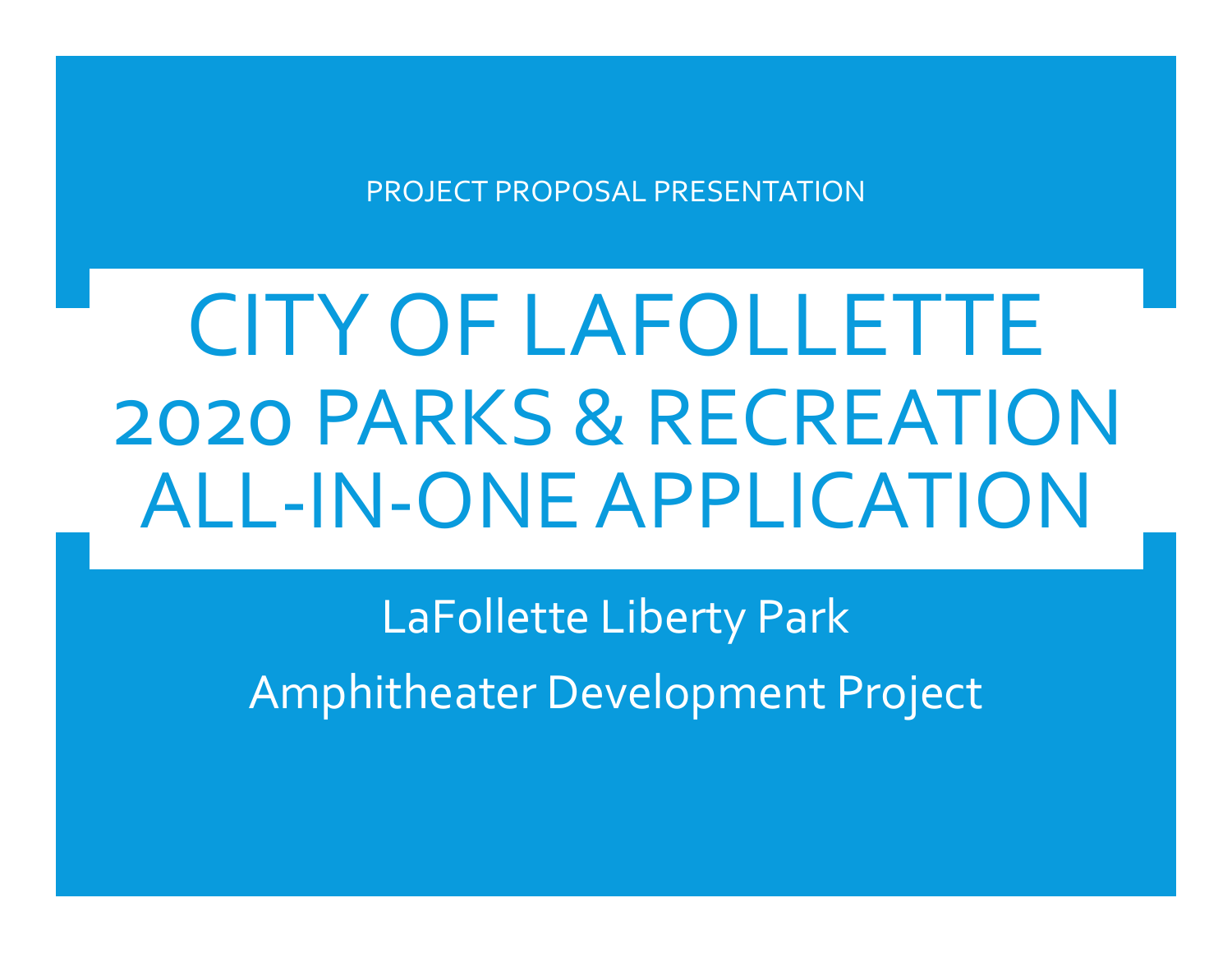PROJECT PROPOSAL PRESENTATION

# CITY OF LAFOLLETTE 2020 PARKS & RECREATION ALL-IN-ONE APPLICATION

LaFollette Liberty Park

Amphitheater Development Project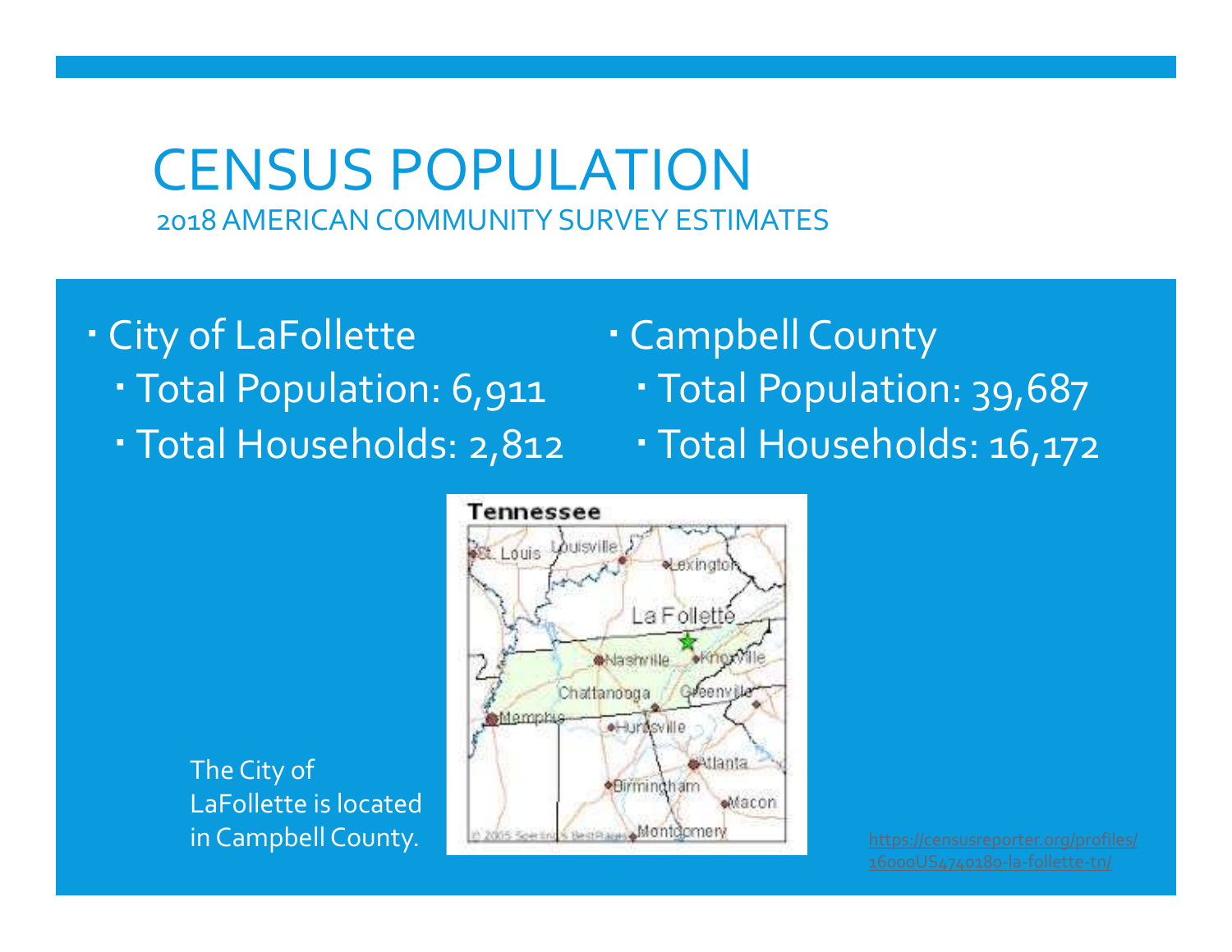# CENSUS POPULATION

## 2018 AMERICAN COMMUNITY SURVEY ESTIMATES

- City of LaFollette
  - Total Population: 6,911
  - Total Households: 2,812
- Campbell County
  - Total Population: 39,687
  - Total Households: 16,172

The City of LaFollette is located in Campbell County.

https://censusreporter.org/profiles/16000US4740180-la-follette-tn/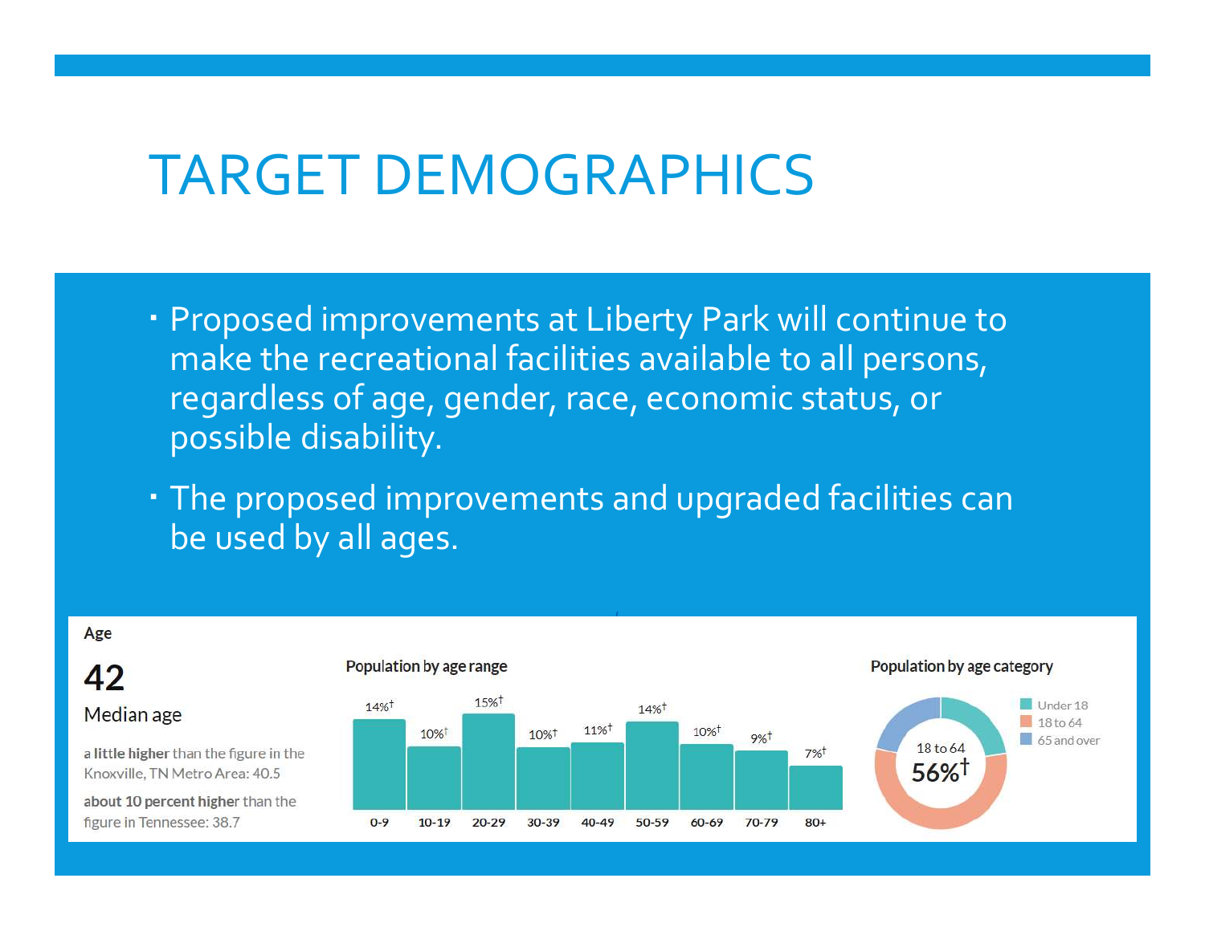# TARGET DEMOGRAPHICS

- Proposed improvements at Liberty Park will continue to make the recreational facilities available to all persons, regardless of age, gender, race, economic status, or possible disability.
- The proposed improvements and upgraded facilities can be used by all ages.

**Age**

**42**

Median age

**a little higher** than the figure in the Knoxville, TN Metro Area: 40.5

**about 10 percent higher** than the figure in Tennessee: 38.7

**Population by age range**

| 0-9 | 10-19 | 20-29 | 30-39 | 40-49 | 50-59 | 60-69 | 70-79 | 80+ |
|---|---|---|---|---|---|---|---|---|
| 14%† | 10%† | 15%† | 10%† | 11%† | 14%† | 10%† | 9%† | 7%† |

**Population by age category**

- Under 18
- 18 to 64
- 65 and over

18 to 64: 56%†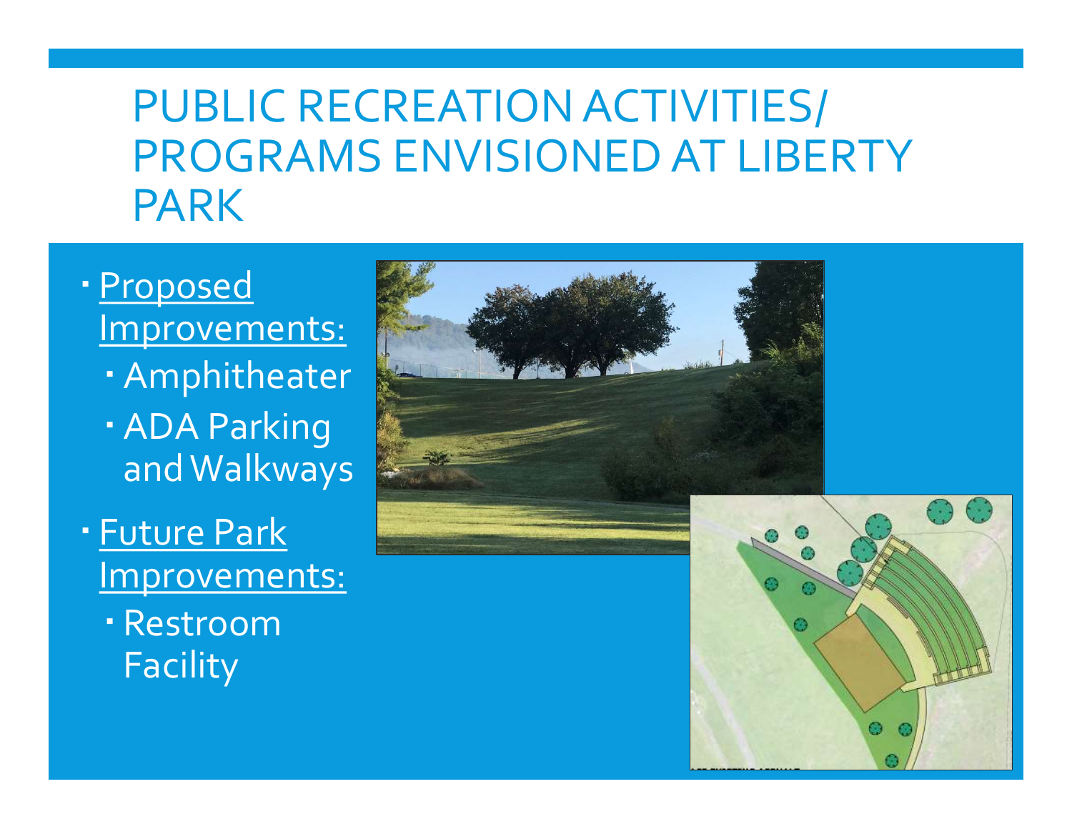# PUBLIC RECREATION ACTIVITIES/ PROGRAMS ENVISIONED AT LIBERTY PARK

- Proposed Improvements:
  - Amphitheater
  - ADA Parking and Walkways
- Future Park Improvements:
  - Restroom Facility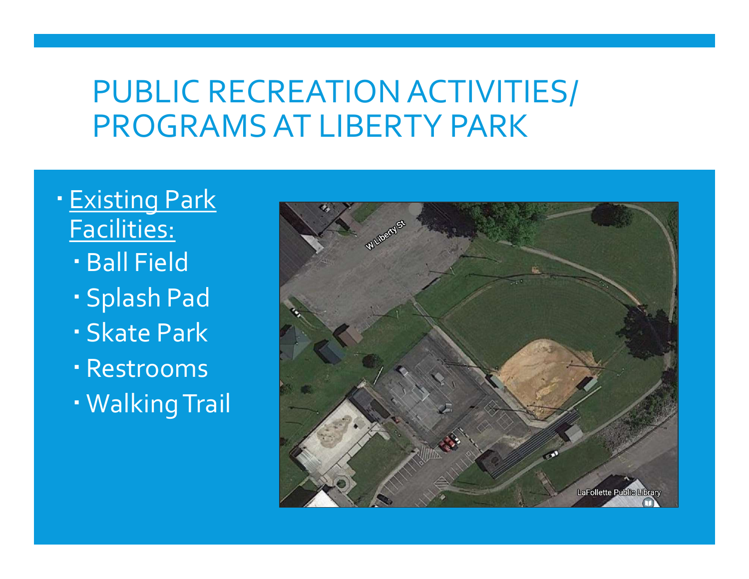# PUBLIC RECREATION ACTIVITIES/ PROGRAMS AT LIBERTY PARK

- Existing Park Facilities:
  - Ball Field
  - Splash Pad
  - Skate Park
  - Restrooms
  - Walking Trail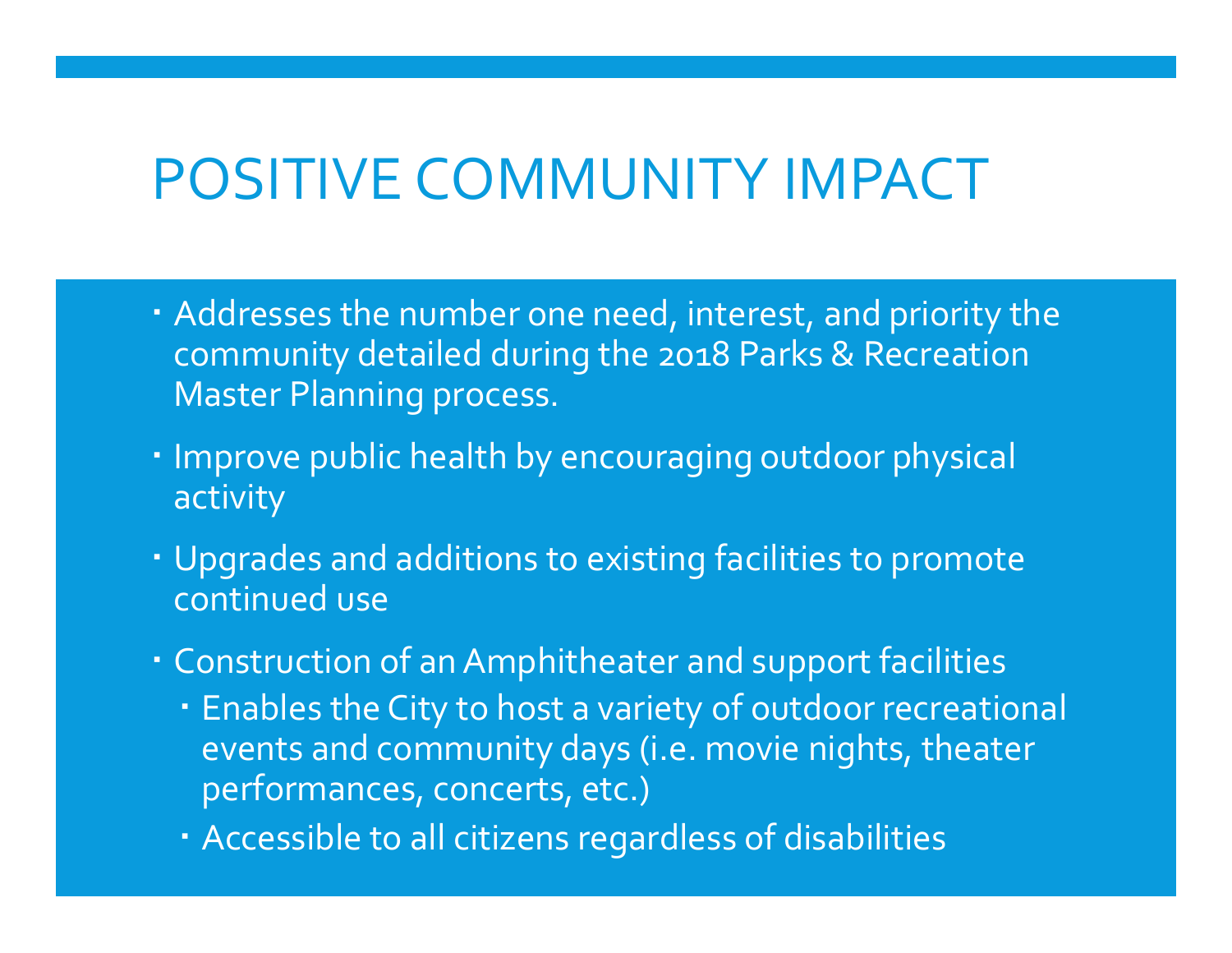# POSITIVE COMMUNITY IMPACT

- Addresses the number one need, interest, and priority the community detailed during the 2018 Parks & Recreation Master Planning process.
- Improve public health by encouraging outdoor physical activity
- Upgrades and additions to existing facilities to promote continued use
- Construction of an Amphitheater and support facilities
  - Enables the City to host a variety of outdoor recreational events and community days (i.e. movie nights, theater performances, concerts, etc.)
  - Accessible to all citizens regardless of disabilities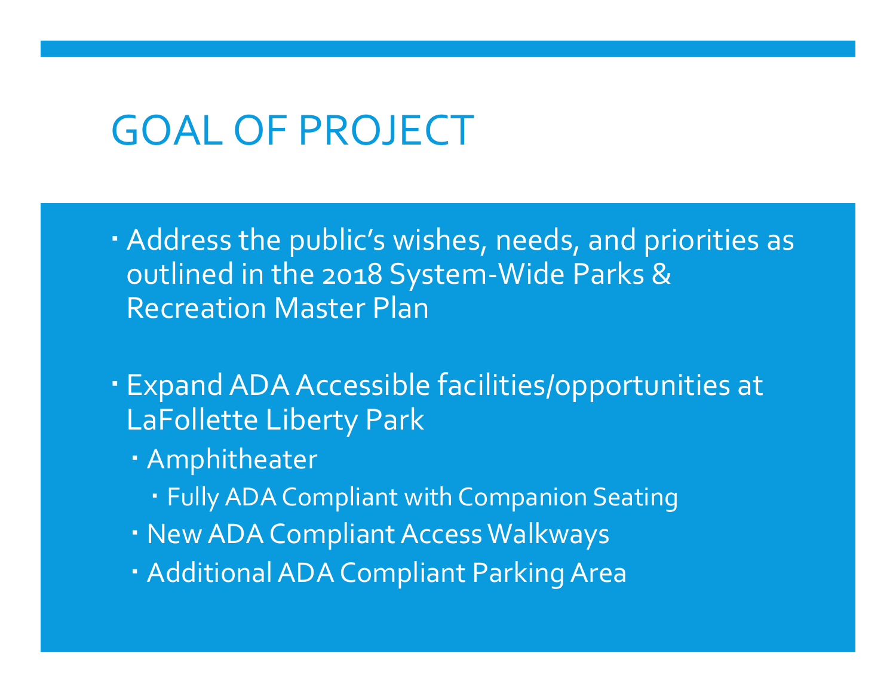# GOAL OF PROJECT

- Address the public's wishes, needs, and priorities as outlined in the 2018 System-Wide Parks & Recreation Master Plan
- Expand ADA Accessible facilities/opportunities at LaFollette Liberty Park
  - Amphitheater
    - Fully ADA Compliant with Companion Seating
  - New ADA Compliant Access Walkways
  - Additional ADA Compliant Parking Area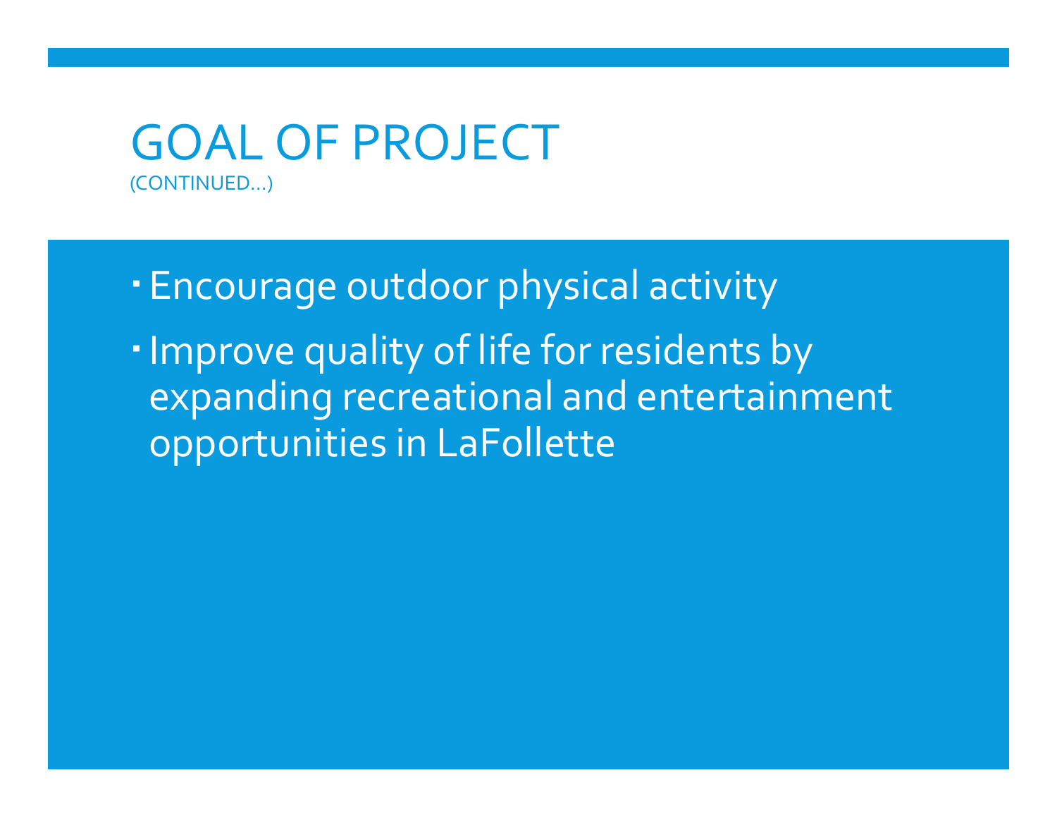# GOAL OF PROJECT
(CONTINUED…)

- Encourage outdoor physical activity
- Improve quality of life for residents by expanding recreational and entertainment opportunities in LaFollette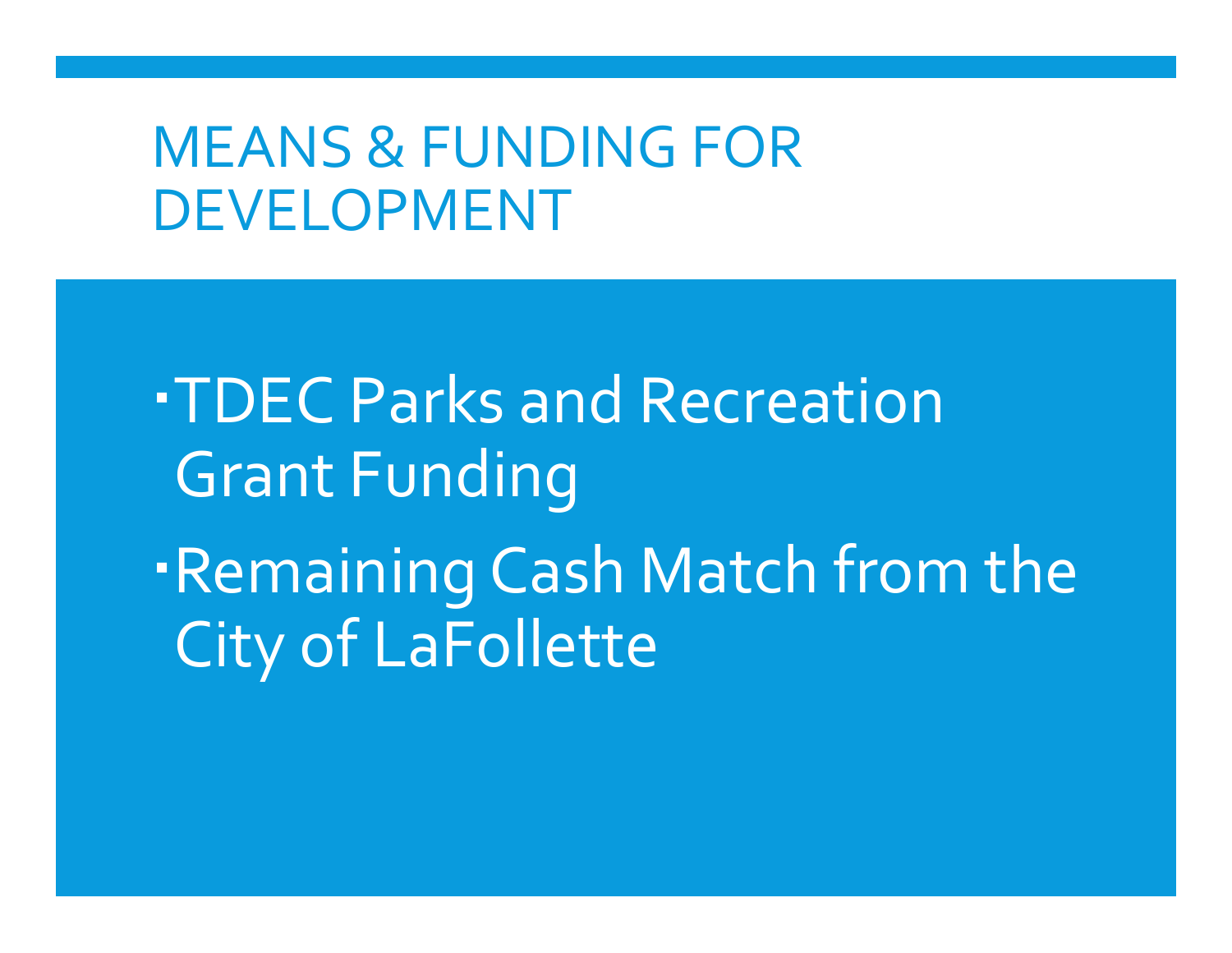# MEANS & FUNDING FOR DEVELOPMENT

- TDEC Parks and Recreation Grant Funding
- Remaining Cash Match from the City of LaFollette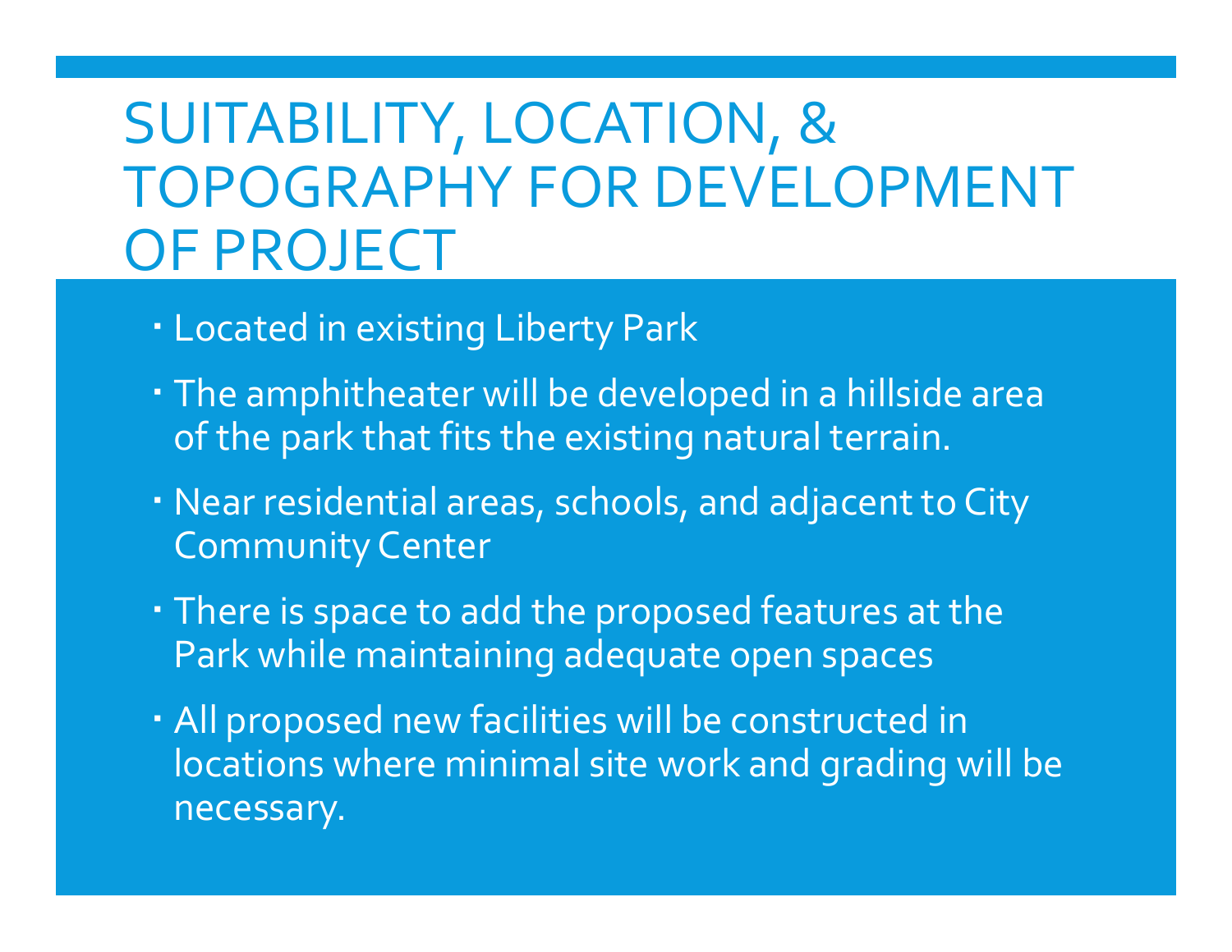# SUITABILITY, LOCATION, & TOPOGRAPHY FOR DEVELOPMENT OF PROJECT

- Located in existing Liberty Park
- The amphitheater will be developed in a hillside area of the park that fits the existing natural terrain.
- Near residential areas, schools, and adjacent to City Community Center
- There is space to add the proposed features at the Park while maintaining adequate open spaces
- All proposed new facilities will be constructed in locations where minimal site work and grading will be necessary.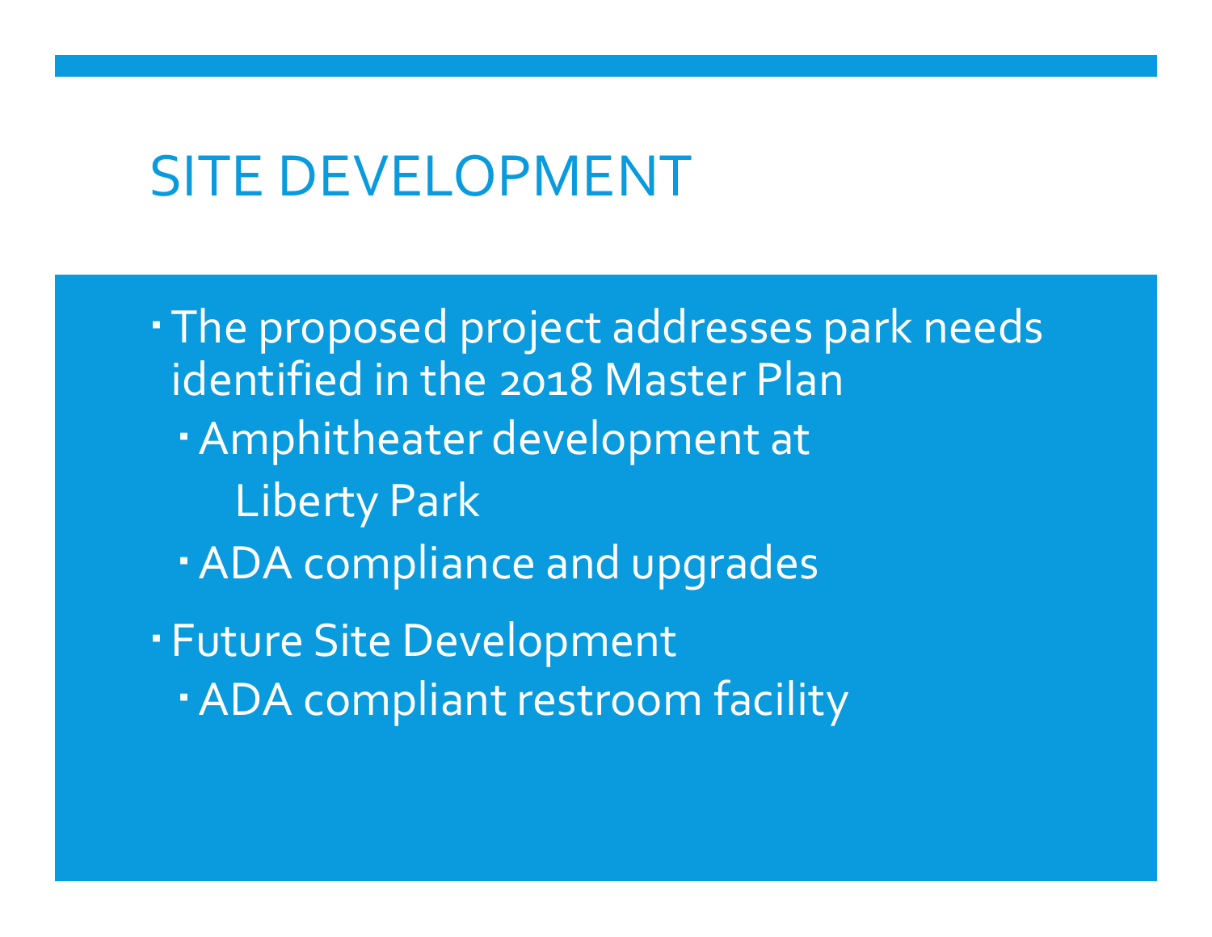# SITE DEVELOPMENT

- The proposed project addresses park needs identified in the 2018 Master Plan
  - Amphitheater development at Liberty Park
  - ADA compliance and upgrades
- Future Site Development
  - ADA compliant restroom facility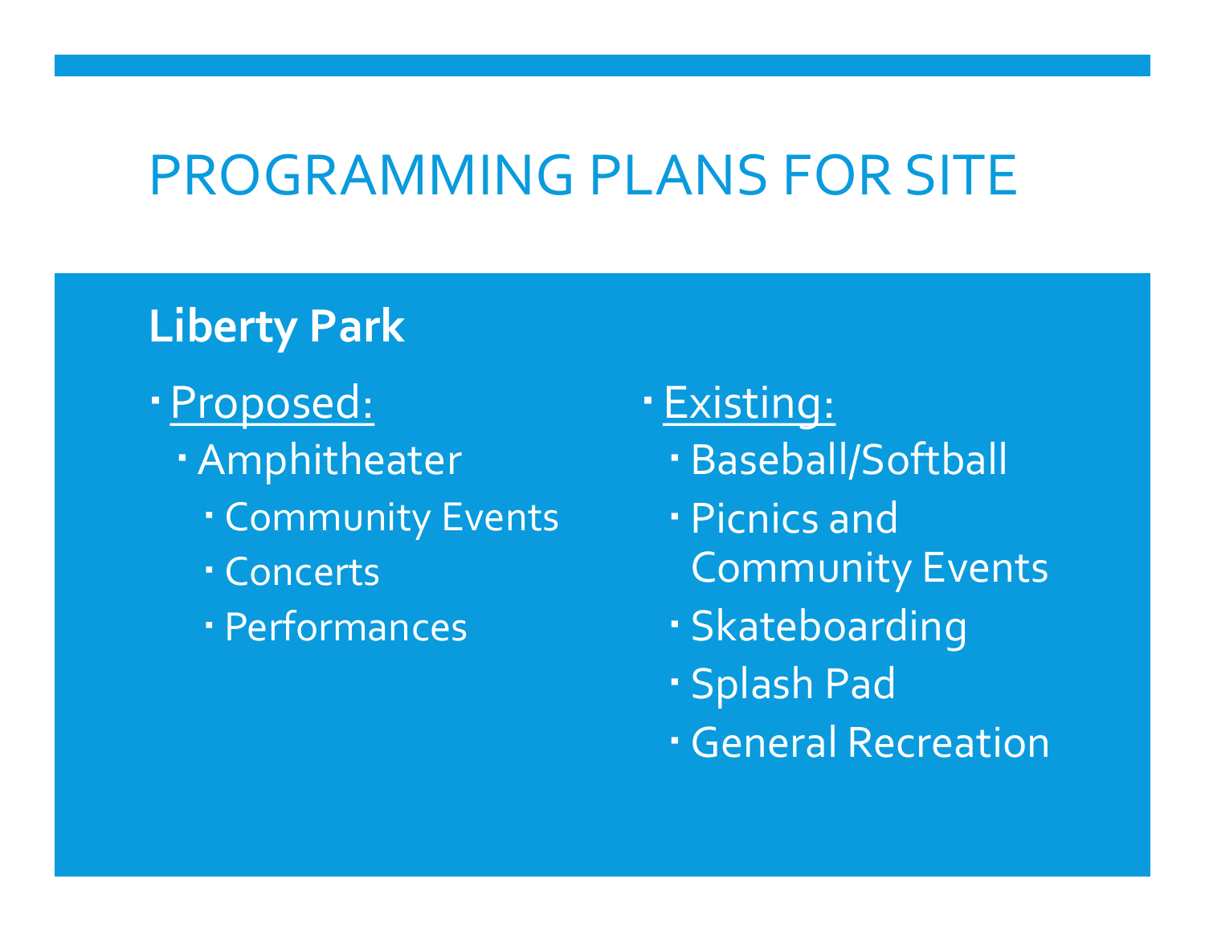# PROGRAMMING PLANS FOR SITE

## Liberty Park

- Proposed:
  - Amphitheater
    - Community Events
    - Concerts
    - Performances
- Existing:
  - Baseball/Softball
  - Picnics and Community Events
  - Skateboarding
  - Splash Pad
  - General Recreation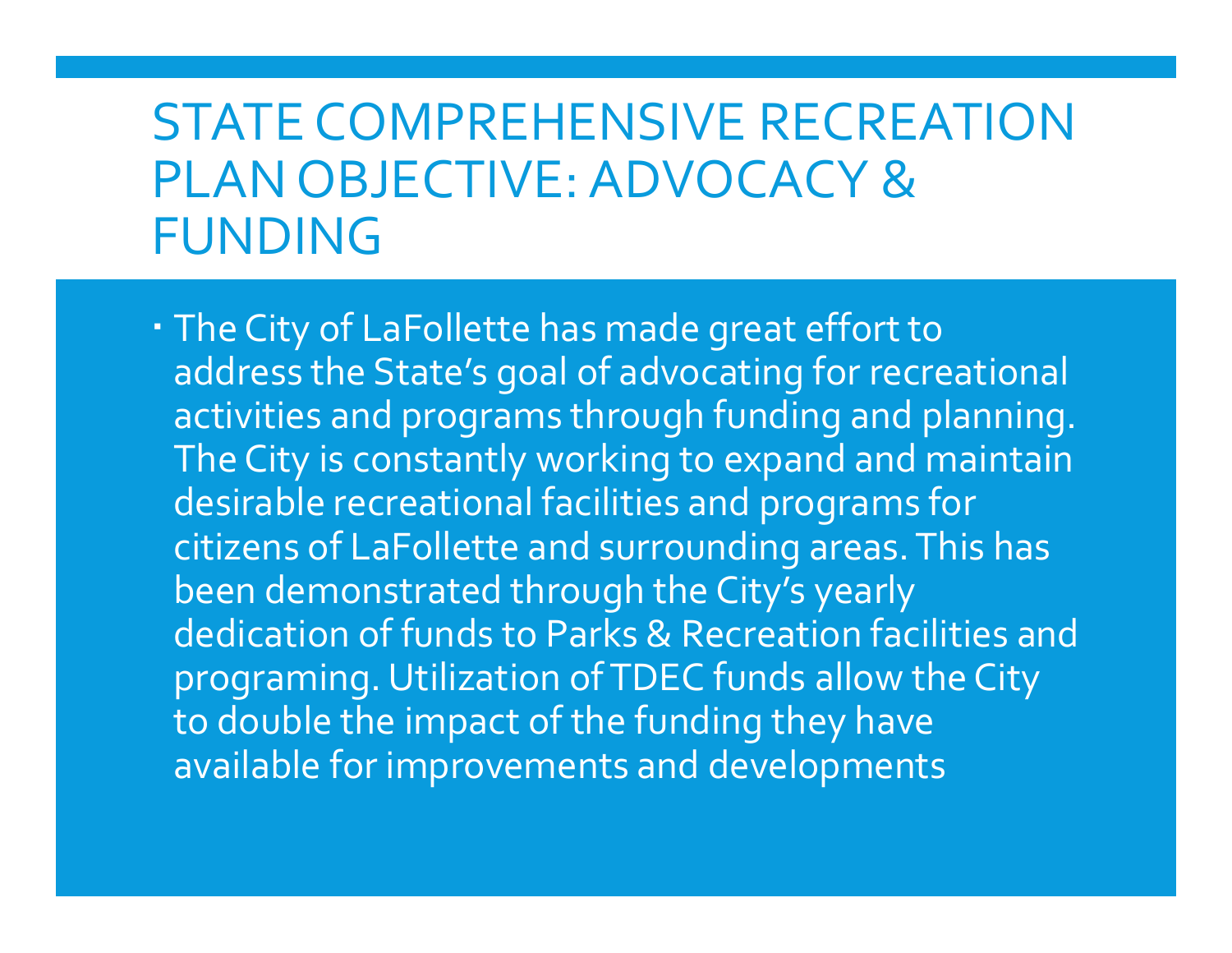# STATE COMPREHENSIVE RECREATION PLAN OBJECTIVE: ADVOCACY & FUNDING

- The City of LaFollette has made great effort to address the State's goal of advocating for recreational activities and programs through funding and planning. The City is constantly working to expand and maintain desirable recreational facilities and programs for citizens of LaFollette and surrounding areas. This has been demonstrated through the City's yearly dedication of funds to Parks & Recreation facilities and programing. Utilization of TDEC funds allow the City to double the impact of the funding they have available for improvements and developments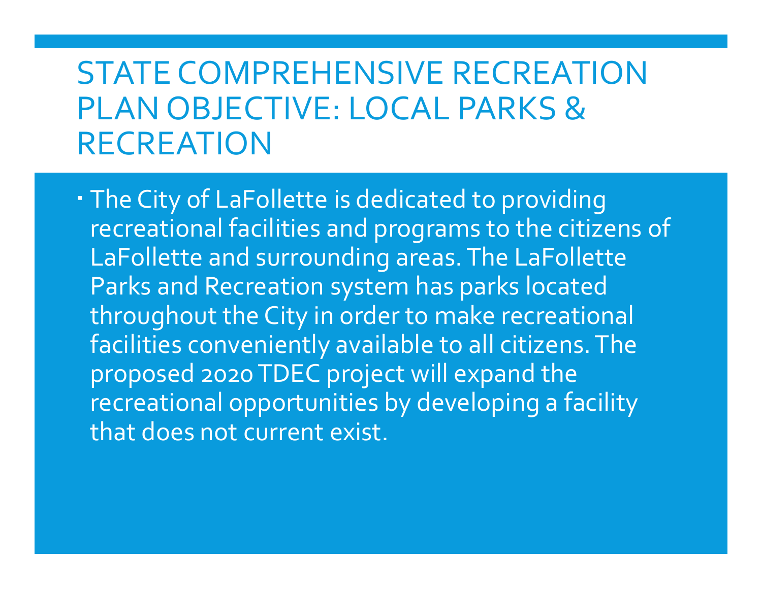# STATE COMPREHENSIVE RECREATION PLAN OBJECTIVE: LOCAL PARKS & RECREATION

- The City of LaFollette is dedicated to providing recreational facilities and programs to the citizens of LaFollette and surrounding areas. The LaFollette Parks and Recreation system has parks located throughout the City in order to make recreational facilities conveniently available to all citizens. The proposed 2020 TDEC project will expand the recreational opportunities by developing a facility that does not current exist.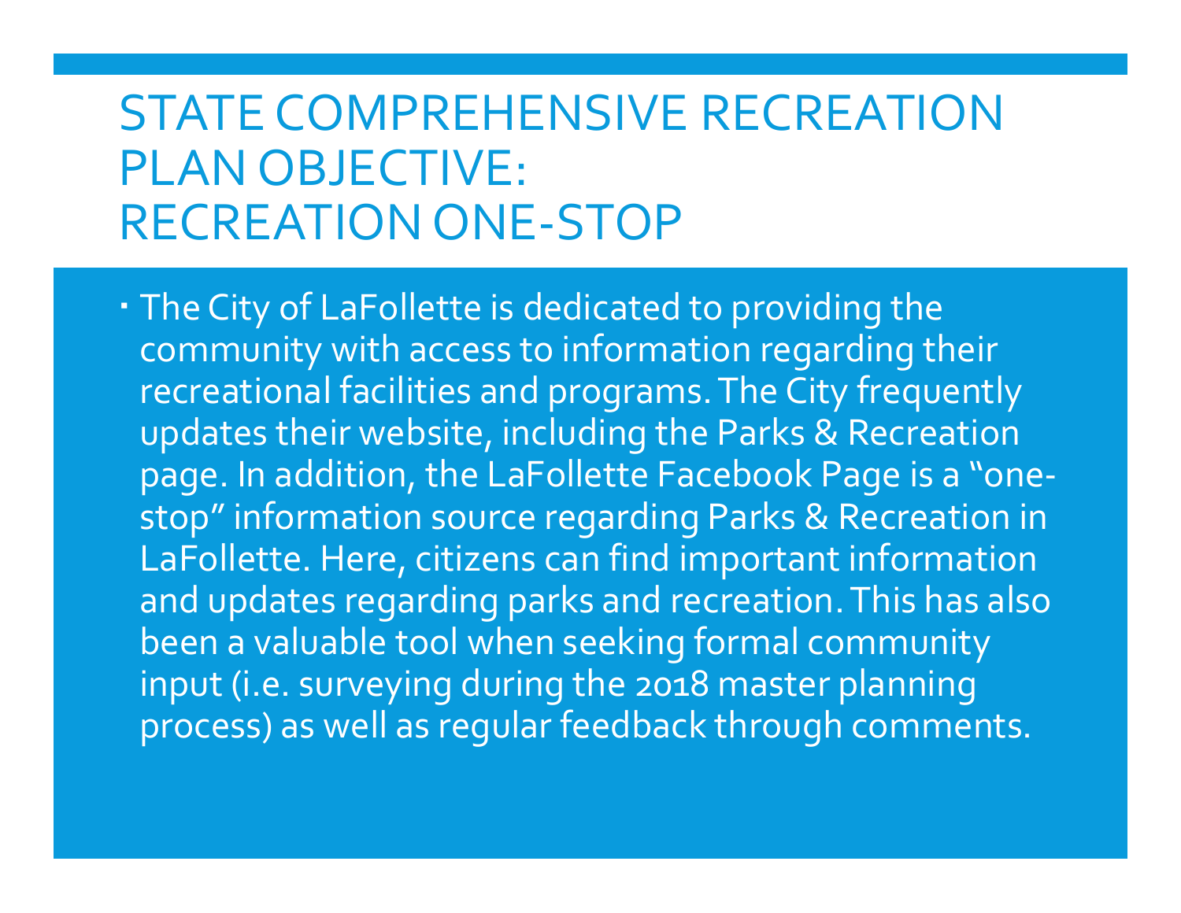# STATE COMPREHENSIVE RECREATION PLAN OBJECTIVE: RECREATION ONE-STOP

- The City of LaFollette is dedicated to providing the community with access to information regarding their recreational facilities and programs. The City frequently updates their website, including the Parks & Recreation page. In addition, the LaFollette Facebook Page is a "one-stop" information source regarding Parks & Recreation in LaFollette. Here, citizens can find important information and updates regarding parks and recreation. This has also been a valuable tool when seeking formal community input (i.e. surveying during the 2018 master planning process) as well as regular feedback through comments.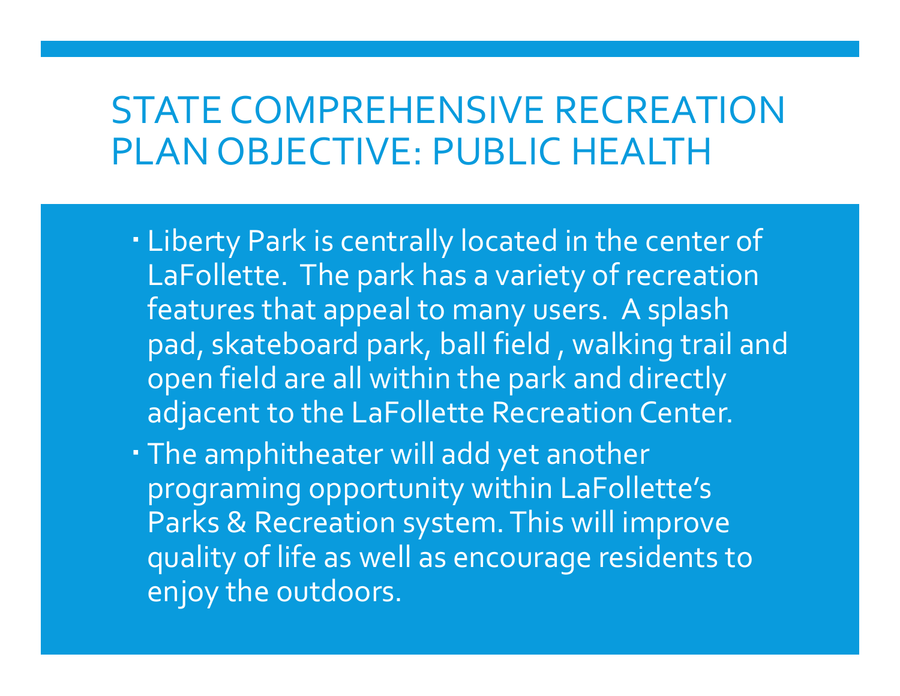# STATE COMPREHENSIVE RECREATION PLAN OBJECTIVE: PUBLIC HEALTH

- Liberty Park is centrally located in the center of LaFollette. The park has a variety of recreation features that appeal to many users. A splash pad, skateboard park, ball field , walking trail and open field are all within the park and directly adjacent to the LaFollette Recreation Center.
- The amphitheater will add yet another programing opportunity within LaFollette's Parks & Recreation system. This will improve quality of life as well as encourage residents to enjoy the outdoors.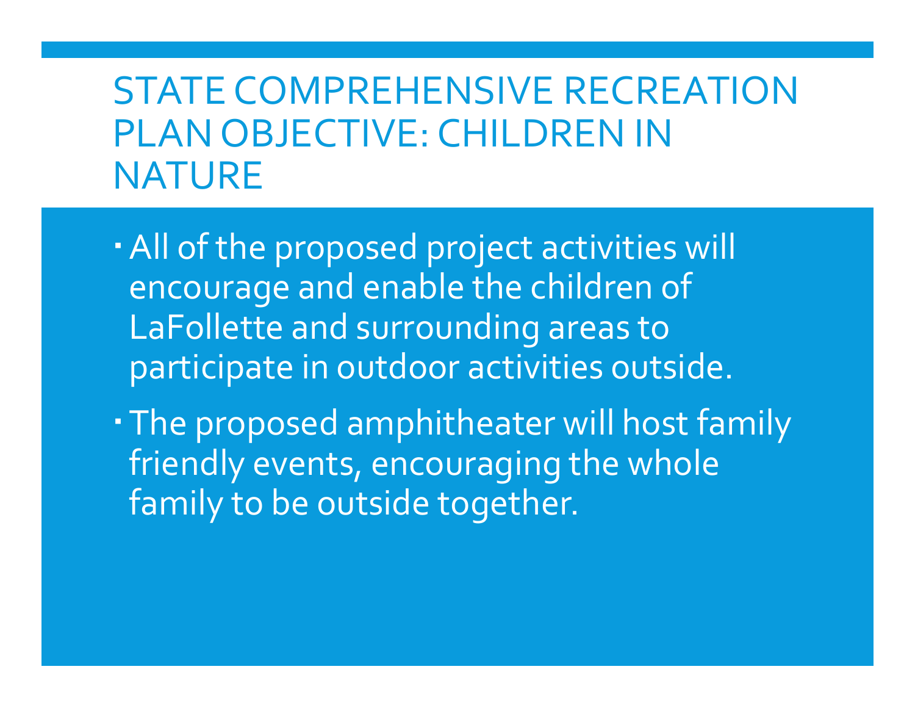# STATE COMPREHENSIVE RECREATION PLAN OBJECTIVE: CHILDREN IN NATURE

- All of the proposed project activities will encourage and enable the children of LaFollette and surrounding areas to participate in outdoor activities outside.
- The proposed amphitheater will host family friendly events, encouraging the whole family to be outside together.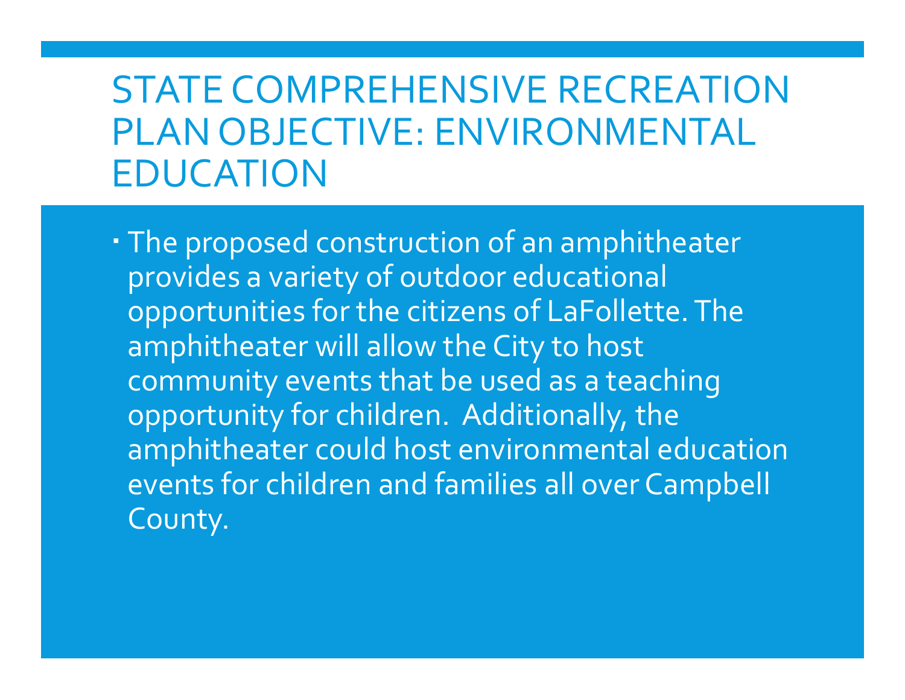# STATE COMPREHENSIVE RECREATION PLAN OBJECTIVE: ENVIRONMENTAL EDUCATION

- The proposed construction of an amphitheater provides a variety of outdoor educational opportunities for the citizens of LaFollette. The amphitheater will allow the City to host community events that be used as a teaching opportunity for children. Additionally, the amphitheater could host environmental education events for children and families all over Campbell County.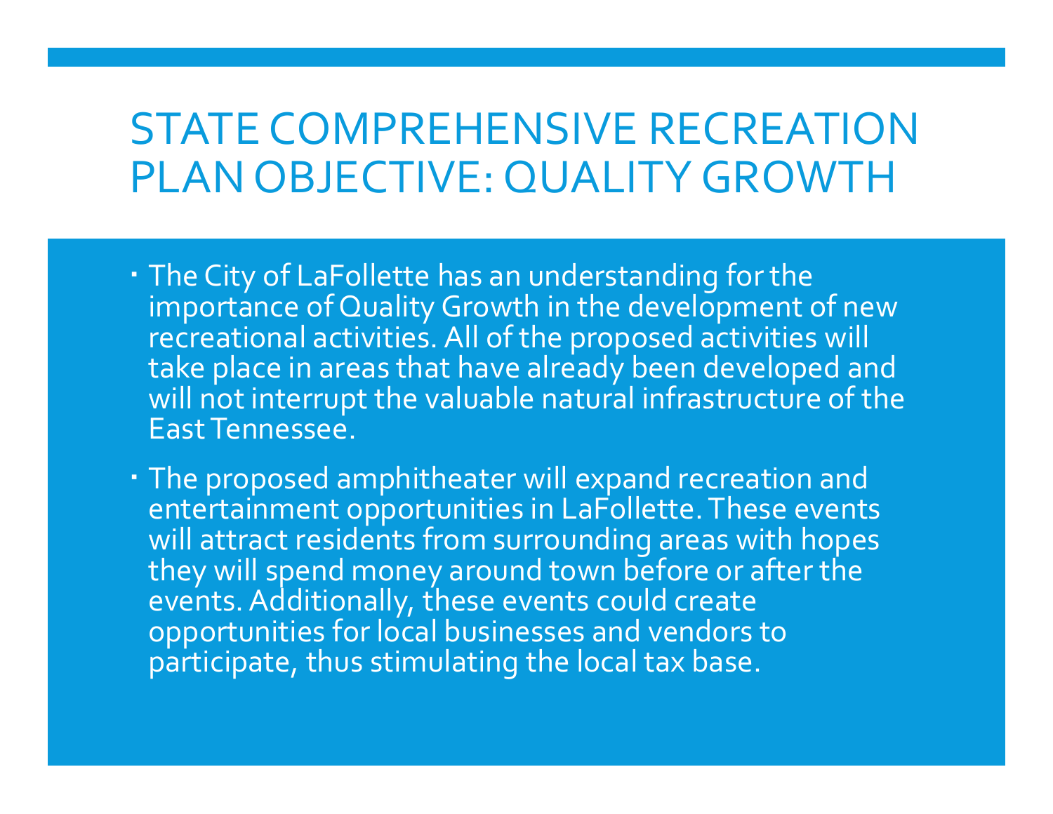# STATE COMPREHENSIVE RECREATION PLAN OBJECTIVE: QUALITY GROWTH

- The City of LaFollette has an understanding for the importance of Quality Growth in the development of new recreational activities. All of the proposed activities will take place in areas that have already been developed and will not interrupt the valuable natural infrastructure of the East Tennessee.
- The proposed amphitheater will expand recreation and entertainment opportunities in LaFollette. These events will attract residents from surrounding areas with hopes they will spend money around town before or after the events. Additionally, these events could create opportunities for local businesses and vendors to participate, thus stimulating the local tax base.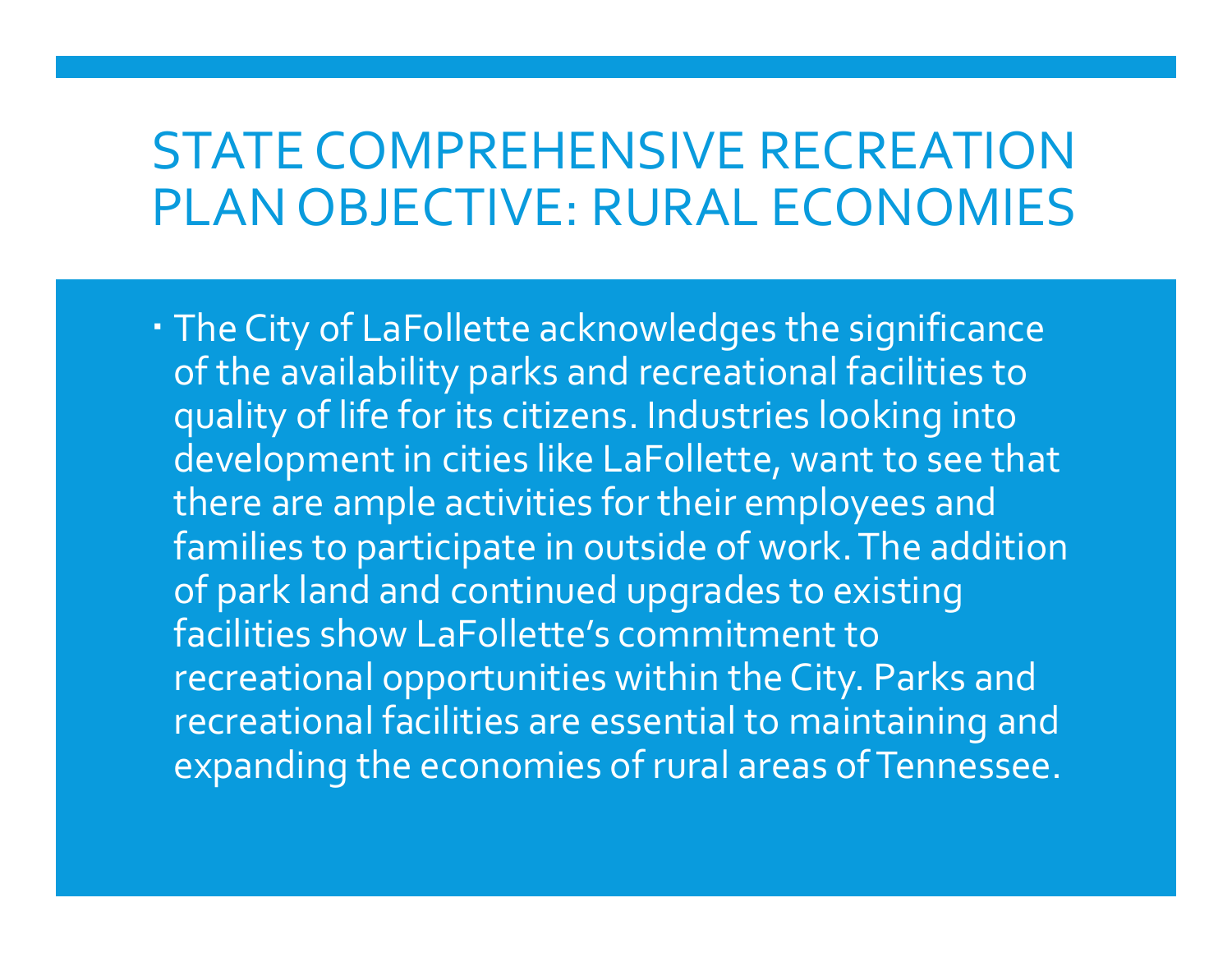# STATE COMPREHENSIVE RECREATION PLAN OBJECTIVE: RURAL ECONOMIES

- The City of LaFollette acknowledges the significance of the availability parks and recreational facilities to quality of life for its citizens. Industries looking into development in cities like LaFollette, want to see that there are ample activities for their employees and families to participate in outside of work. The addition of park land and continued upgrades to existing facilities show LaFollette's commitment to recreational opportunities within the City. Parks and recreational facilities are essential to maintaining and expanding the economies of rural areas of Tennessee.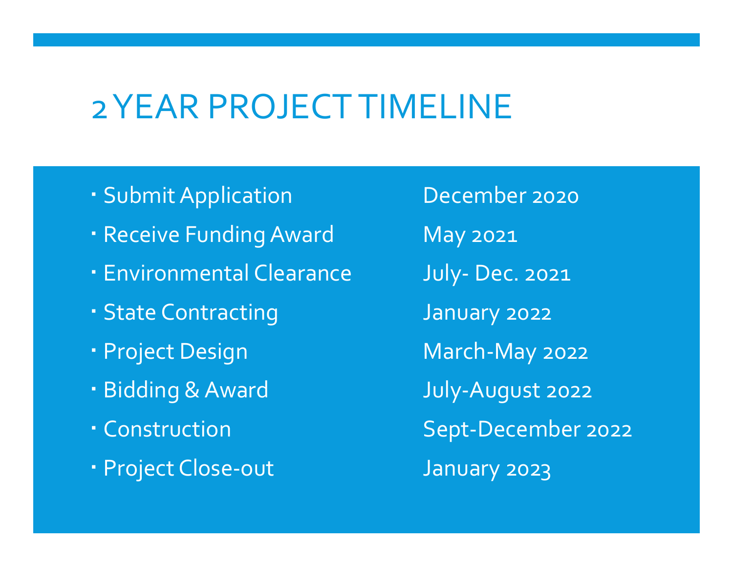# 2 YEAR PROJECT TIMELINE

| Milestone | Date |
| --- | --- |
| Submit Application | December 2020 |
| Receive Funding Award | May 2021 |
| Environmental Clearance | July- Dec. 2021 |
| State Contracting | January 2022 |
| Project Design | March-May 2022 |
| Bidding & Award | July-August 2022 |
| Construction | Sept-December 2022 |
| Project Close-out | January 2023 |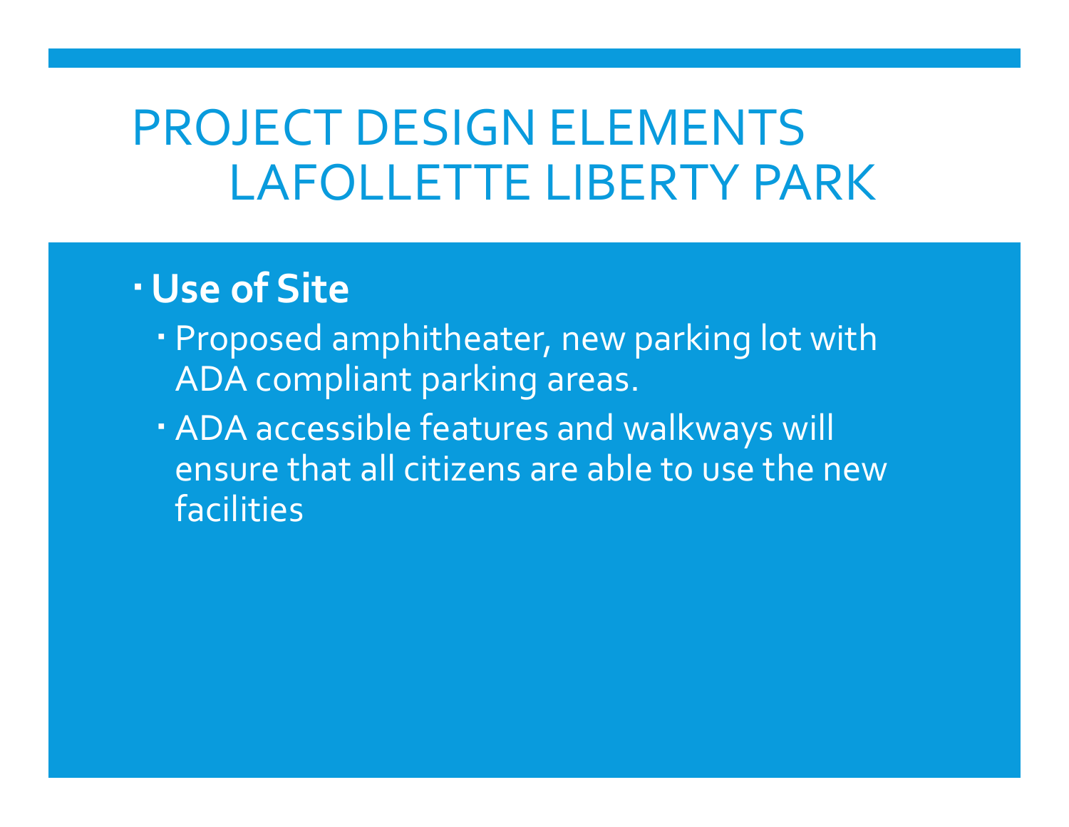# PROJECT DESIGN ELEMENTS LAFOLLETTE LIBERTY PARK

- **Use of Site**
  - Proposed amphitheater, new parking lot with ADA compliant parking areas.
  - ADA accessible features and walkways will ensure that all citizens are able to use the new facilities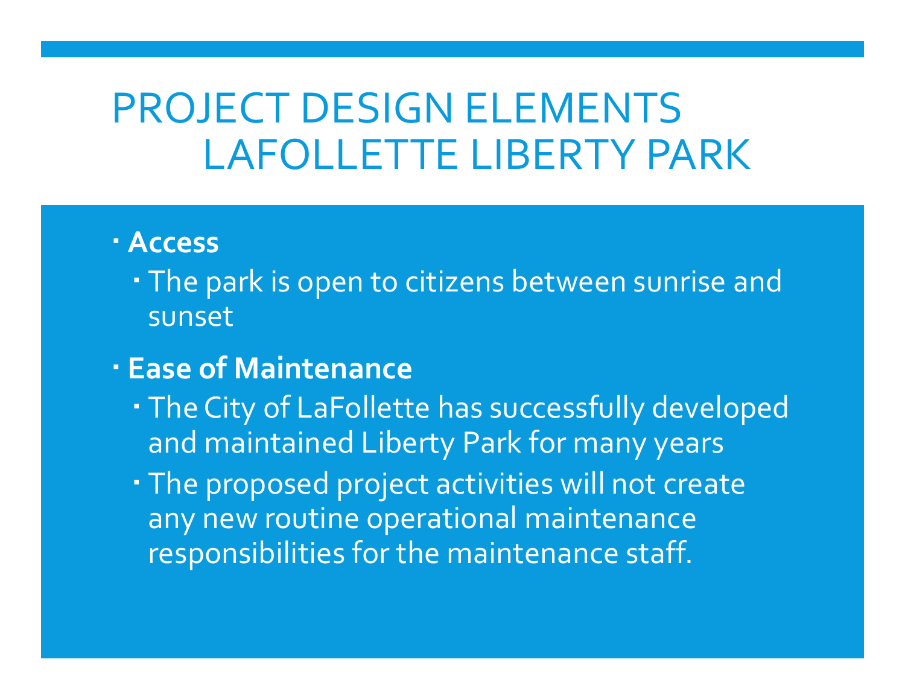# PROJECT DESIGN ELEMENTS LAFOLLETTE LIBERTY PARK

- **Access**
  - The park is open to citizens between sunrise and sunset
- **Ease of Maintenance**
  - The City of LaFollette has successfully developed and maintained Liberty Park for many years
  - The proposed project activities will not create any new routine operational maintenance responsibilities for the maintenance staff.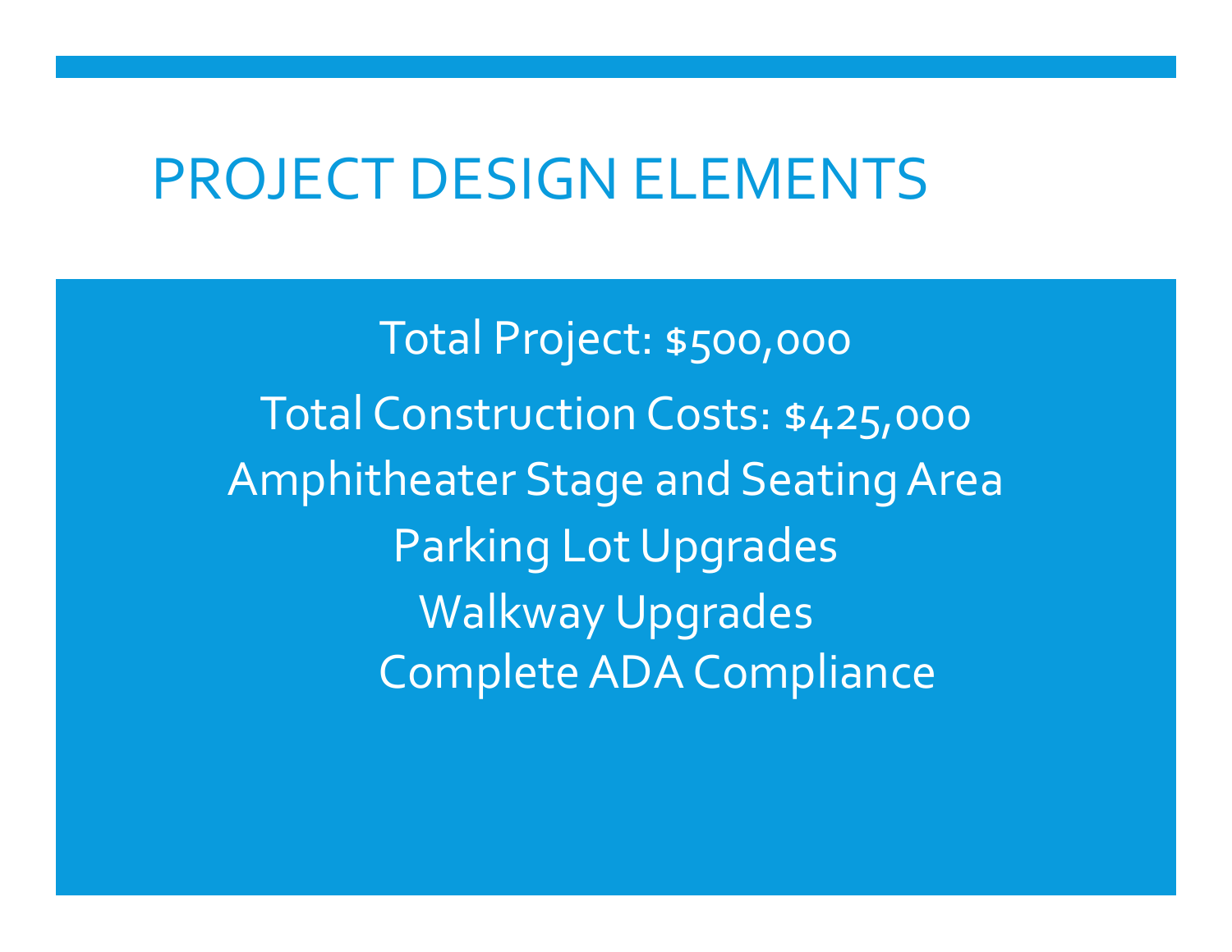# PROJECT DESIGN ELEMENTS

Total Project: $500,000

Total Construction Costs: $425,000

Amphitheater Stage and Seating Area

Parking Lot Upgrades

Walkway Upgrades

Complete ADA Compliance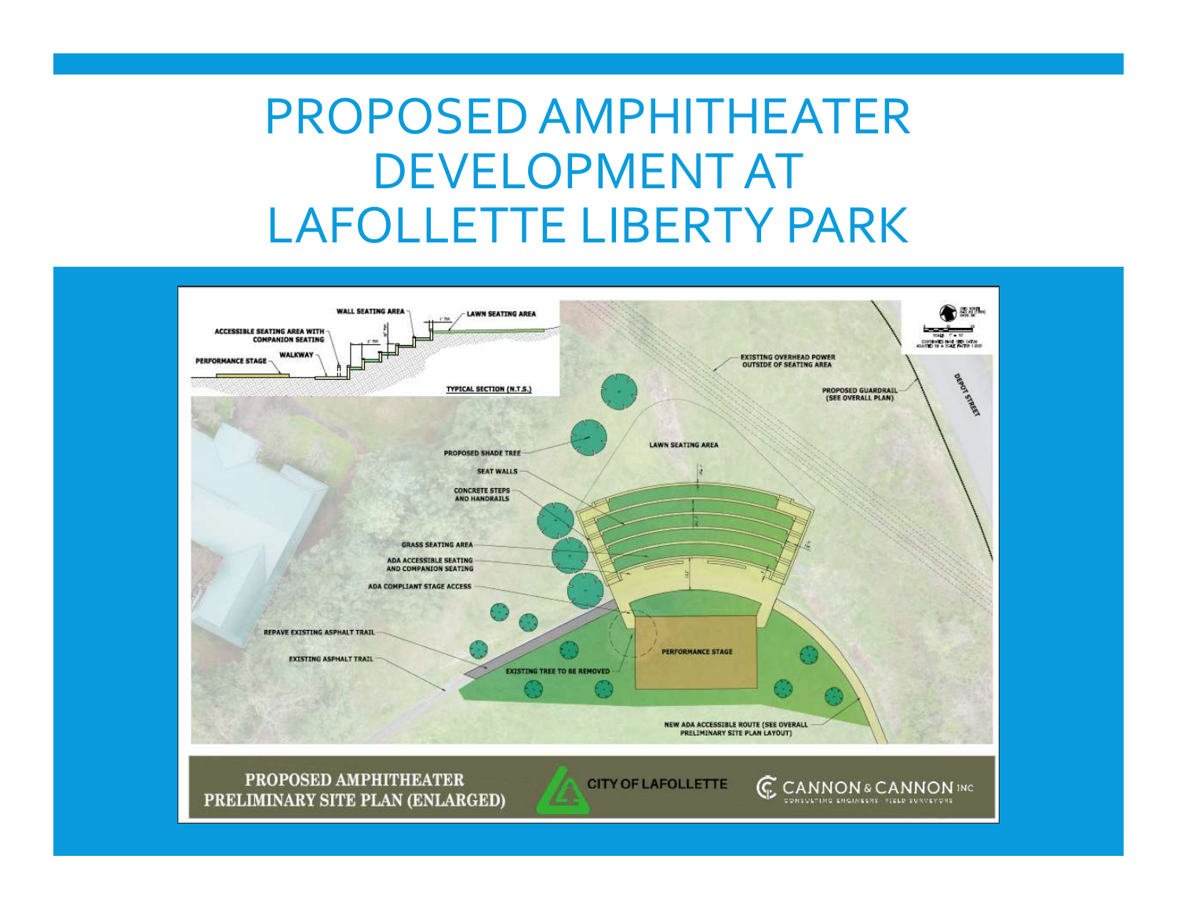# PROPOSED AMPHITHEATER DEVELOPMENT AT LAFOLLETTE LIBERTY PARK

WALL SEATING AREA

LAWN SEATING AREA

ACCESSIBLE SEATING AREA WITH COMPANION SEATING

WALKWAY

PERFORMANCE STAGE

TYPICAL SECTION (N.T.S.)

EXISTING OVERHEAD POWER OUTSIDE OF SEATING AREA

PROPOSED GUARDRAIL (SEE OVERALL PLAN)

DEPOT STREET

LAWN SEATING AREA

PROPOSED SHADE TREE

SEAT WALLS

CONCRETE STEPS AND HANDRAILS

GRASS SEATING AREA

ADA ACCESSIBLE SEATING AND COMPANION SEATING

ADA COMPLIANT STAGE ACCESS

REPAVE EXISTING ASPHALT TRAIL

EXISTING ASPHALT TRAIL

EXISTING TREE TO BE REMOVED

PERFORMANCE STAGE

NEW ADA ACCESSIBLE ROUTE (SEE OVERALL PRELIMINARY SITE PLAN LAYOUT)

**PROPOSED AMPHITHEATER PRELIMINARY SITE PLAN (ENLARGED)**

CITY OF LAFOLLETTE

CANNON & CANNON INC
CONSULTING ENGINEERS · FIELD SURVEYORS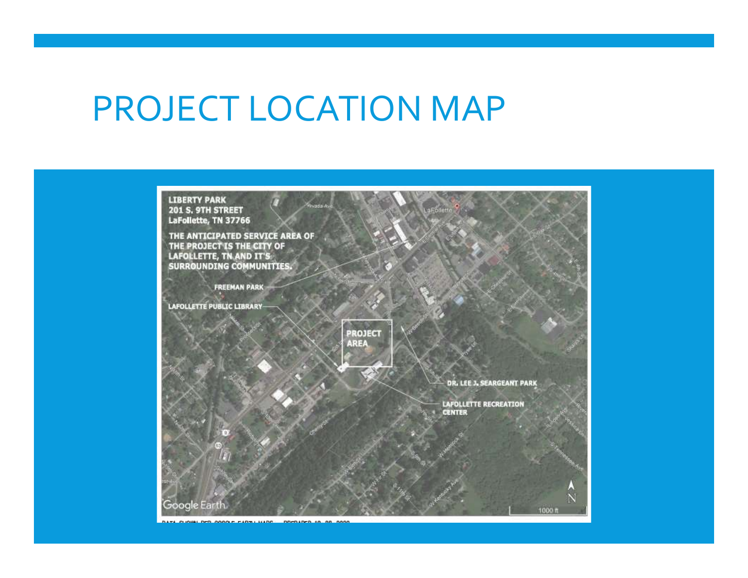# PROJECT LOCATION MAP

LIBERTY PARK
201 S. 9TH STREET
LaFollette, TN 37766

THE ANTICIPATED SERVICE AREA OF THE PROJECT IS THE CITY OF LAFOLLETTE, TN AND IT'S SURROUNDING COMMUNITIES.

FREEMAN PARK

LAFOLLETTE PUBLIC LIBRARY

PROJECT AREA

DR. LEE J. SEARGEANT PARK

LAFOLLETTE RECREATION CENTER

Google Earth

1000 ft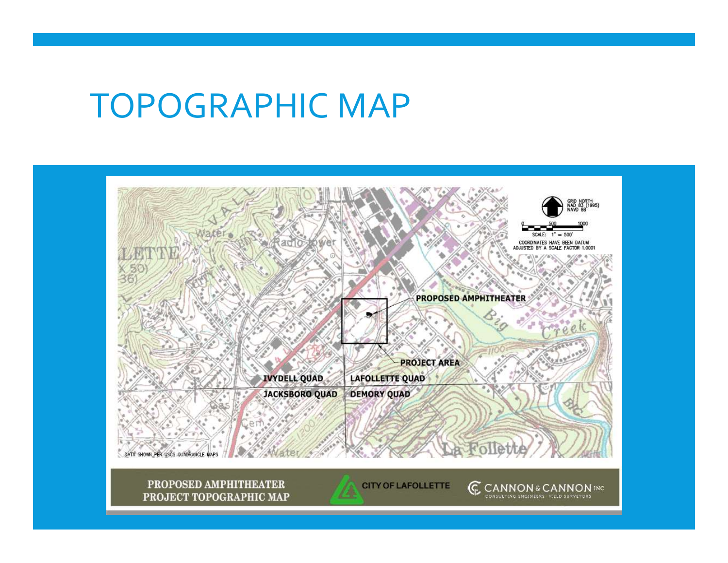# TOPOGRAPHIC MAP

GRID NORTH
NAD 83 (1995)
NAVD 88

0 500 1000

SCALE: 1" = 500'

COORDINATES HAVE BEEN DATUM ADJUSTED BY A SCALE FACTOR 1.0001

PROPOSED AMPHITHEATER

PROJECT AREA

IVYDELL QUAD

LAFOLLETTE QUAD

JACKSBORO QUAD

DEMORY QUAD

DATA SHOWN PER USGS QUADRANGLE MAPS

PROPOSED AMPHITHEATER
PROJECT TOPOGRAPHIC MAP

CITY OF LAFOLLETTE

CANNON & CANNON INC
CONSULTING ENGINEERS · FIELD SURVEYORS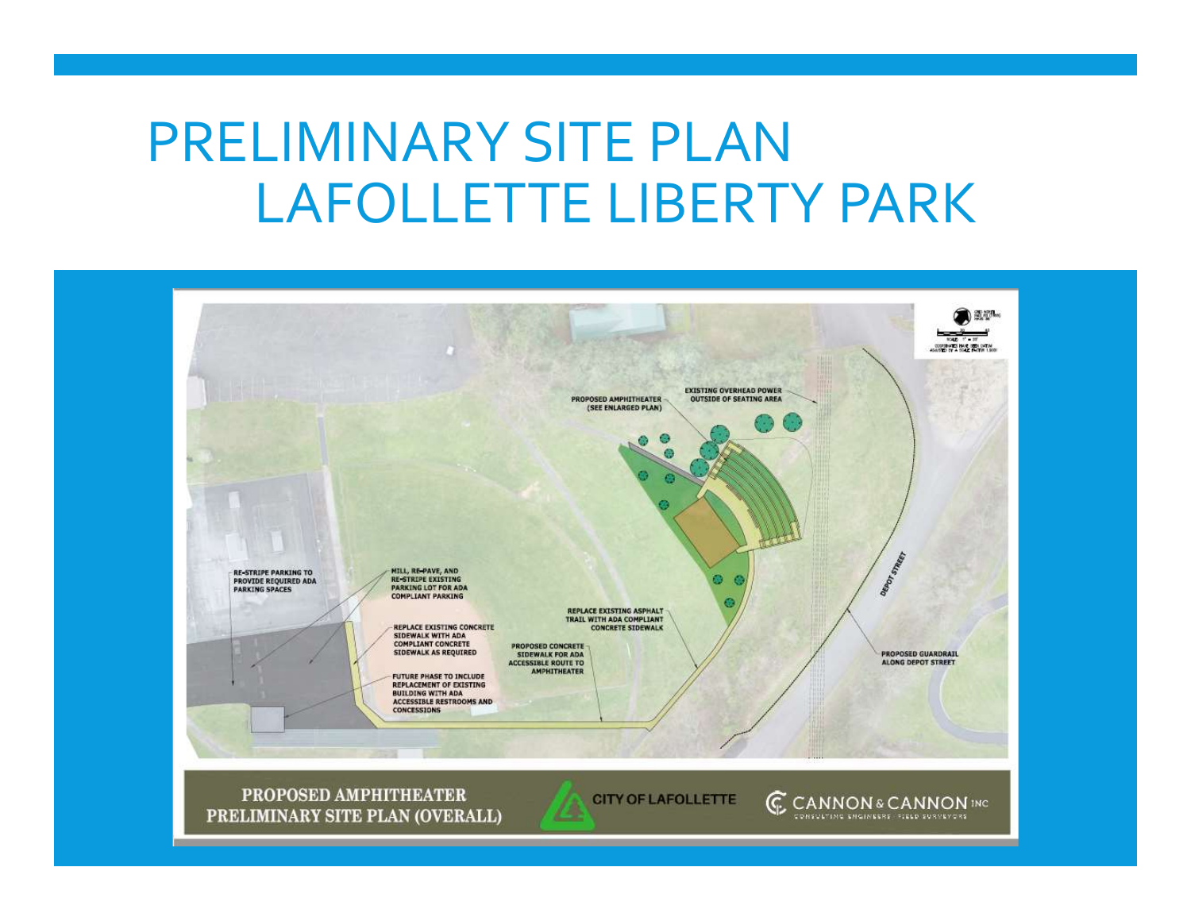# PRELIMINARY SITE PLAN LAFOLLETTE LIBERTY PARK

PROPOSED AMPHITHEATER (SEE ENLARGED PLAN)

EXISTING OVERHEAD POWER OUTSIDE OF SEATING AREA

RE-STRIPE PARKING TO PROVIDE REQUIRED ADA PARKING SPACES

MILL, RE-PAVE, AND RE-STRIPE EXISTING PARKING LOT FOR ADA COMPLIANT PARKING

REPLACE EXISTING CONCRETE SIDEWALK WITH ADA COMPLIANT CONCRETE SIDEWALK AS REQUIRED

FUTURE PHASE TO INCLUDE REPLACEMENT OF EXISTING BUILDING WITH ADA ACCESSIBLE RESTROOMS AND CONCESSIONS

REPLACE EXISTING ASPHALT TRAIL WITH ADA COMPLIANT CONCRETE SIDEWALK

PROPOSED CONCRETE SIDEWALK FOR ADA ACCESSIBLE ROUTE TO AMPHITHEATER

DEPOT STREET

PROPOSED GUARDRAIL ALONG DEPOT STREET

**PROPOSED AMPHITHEATER PRELIMINARY SITE PLAN (OVERALL)**

CITY OF LAFOLLETTE

CANNON & CANNON INC
CONSULTING ENGINEERS · FIELD SURVEYORS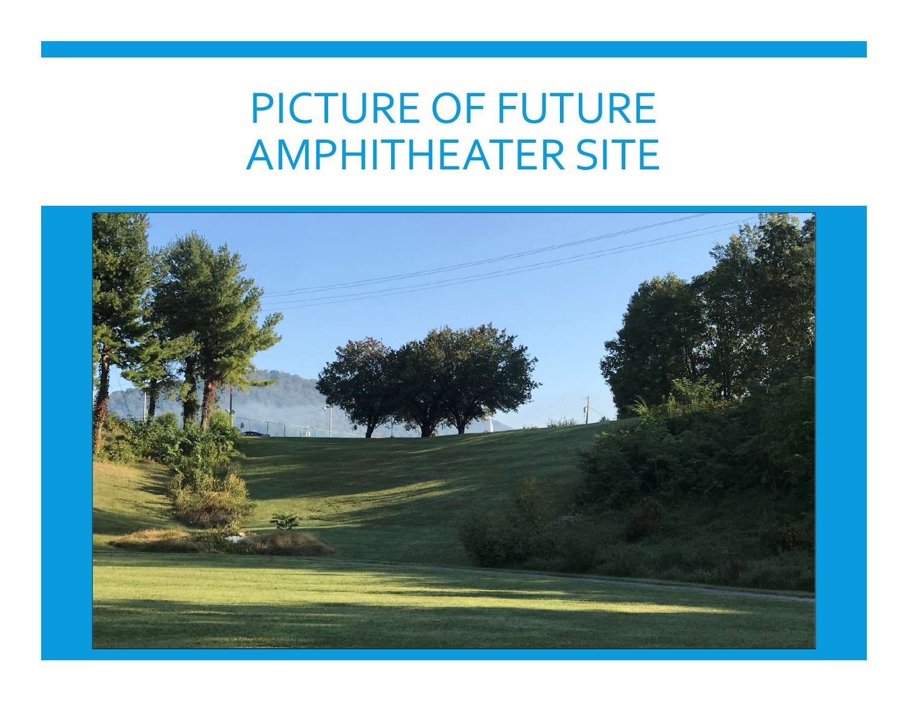# PICTURE OF FUTURE AMPHITHEATER SITE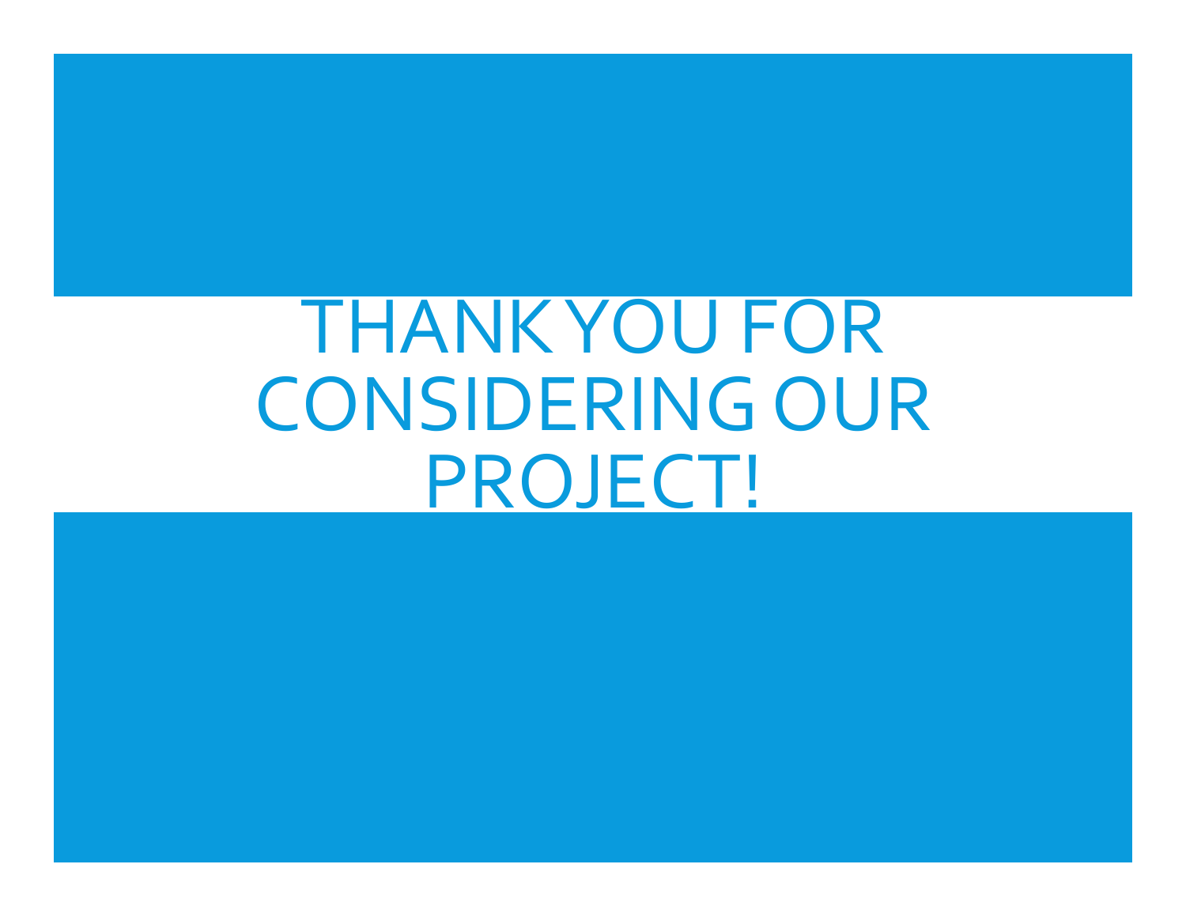# THANK YOU FOR CONSIDERING OUR PROJECT!